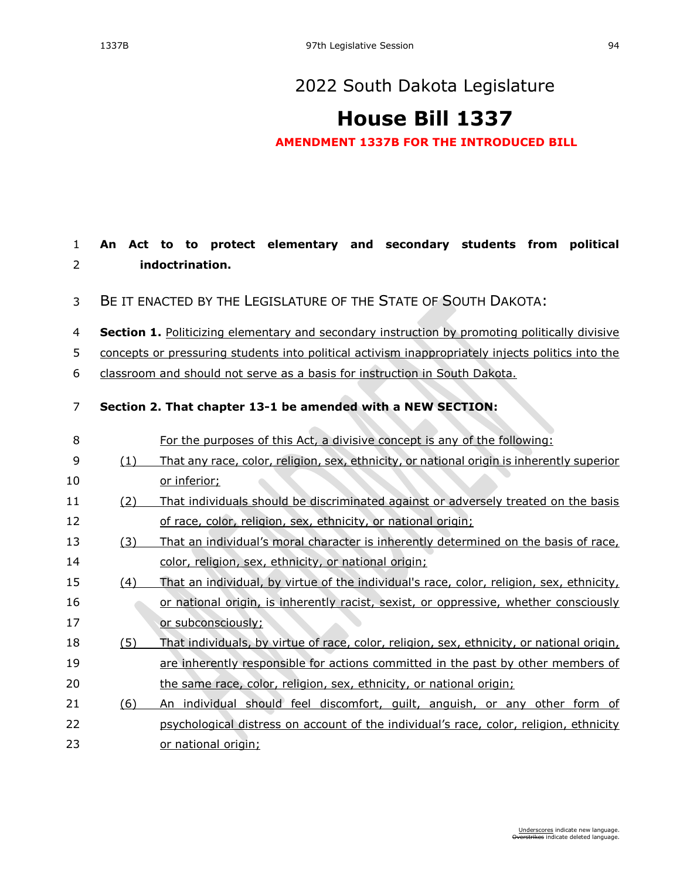# 2022 South Dakota Legislature

# House Bill 1337

**AMENDMENT 1337B FOR THE INTRODUCED BILL**

**An Act to to protect elementary and secondary students from political indoctrination.**

BE IT ENACTED BY THE LEGISLATURE OF THE STATE OF SOUTH DAKOTA:

**Section 1.** Politicizing elementary and secondary instruction by promoting politically divisive concepts or pressuring students into political activism inappropriately injects politics into the classroom and should not serve as a basis for instruction in South Dakota.

**Section 2. That chapter 13-1 be amended with a NEW SECTION:**

For the purposes of this Act, a divisive concept is any of the following:

(1) That any race, color, religion, sex, ethnicity, or national origin is inherently superior or inferior;

(2) That individuals should be discriminated against or adversely treated on the basis of race, color, religion, sex, ethnicity, or national origin;

(3) That an individual's moral character is inherently determined on the basis of race, color, religion, sex, ethnicity, or national origin;

(4) That an individual, by virtue of the individual's race, color, religion, sex, ethnicity, or national origin, is inherently racist, sexist, or oppressive, whether consciously or subconsciously;

(5) That individuals, by virtue of race, color, religion, sex, ethnicity, or national origin, are inherently responsible for actions committed in the past by other members of the same race, color, religion, sex, ethnicity, or national origin;

(6) An individual should feel discomfort, guilt, anguish, or any other form of psychological distress on account of the individual's race, color, religion, ethnicity or national origin;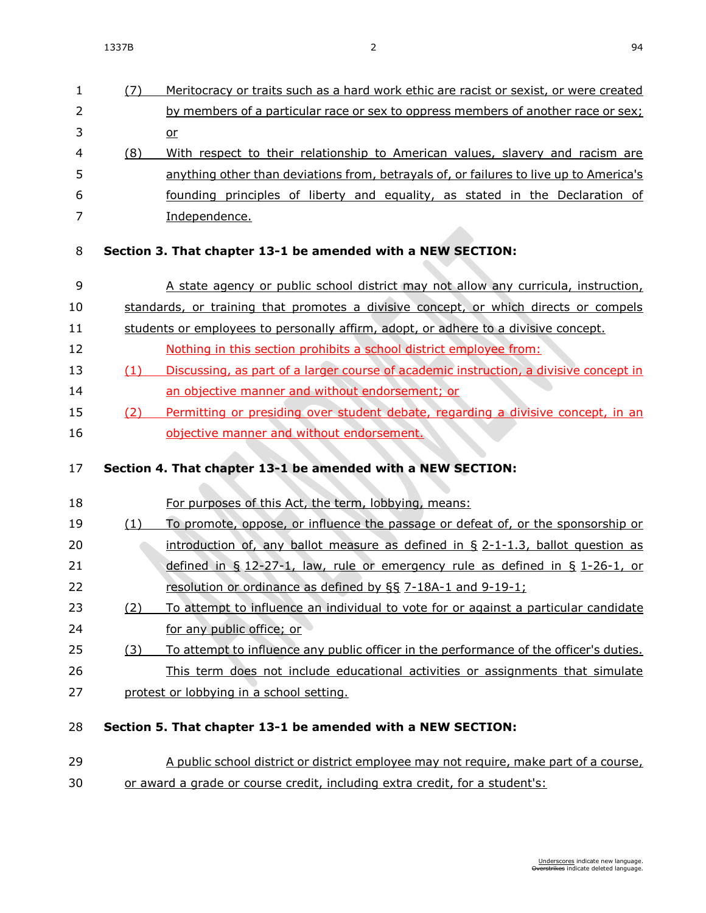(7) Meritocracy or traits such as a hard work ethic are racist or sexist, or were created by members of a particular race or sex to oppress members of another race or sex; or

(8) With respect to their relationship to American values, slavery and racism are anything other than deviations from, betrayals of, or failures to live up to America's founding principles of liberty and equality, as stated in the Declaration of Independence.

**Section 3. That chapter 13-1 be amended with a NEW SECTION:**

A state agency or public school district may not allow any curricula, instruction, standards, or training that promotes a divisive concept, or which directs or compels students or employees to personally affirm, adopt, or adhere to a divisive concept.

Nothing in this section prohibits a school district employee from:

(1) Discussing, as part of a larger course of academic instruction, a divisive concept in an objective manner and without endorsement; or

(2) Permitting or presiding over student debate, regarding a divisive concept, in an objective manner and without endorsement.

**Section 4. That chapter 13-1 be amended with a NEW SECTION:**

For purposes of this Act, the term, lobbying, means:

(1) To promote, oppose, or influence the passage or defeat of, or the sponsorship or introduction of, any ballot measure as defined in § 2-1-1.3, ballot question as defined in § 12-27-1, law, rule or emergency rule as defined in § 1-26-1, or resolution or ordinance as defined by §§ 7-18A-1 and 9-19-1;

(2) To attempt to influence an individual to vote for or against a particular candidate for any public office; or

(3) To attempt to influence any public officer in the performance of the officer's duties.

This term does not include educational activities or assignments that simulate protest or lobbying in a school setting.

**Section 5. That chapter 13-1 be amended with a NEW SECTION:**

A public school district or district employee may not require, make part of a course, or award a grade or course credit, including extra credit, for a student's: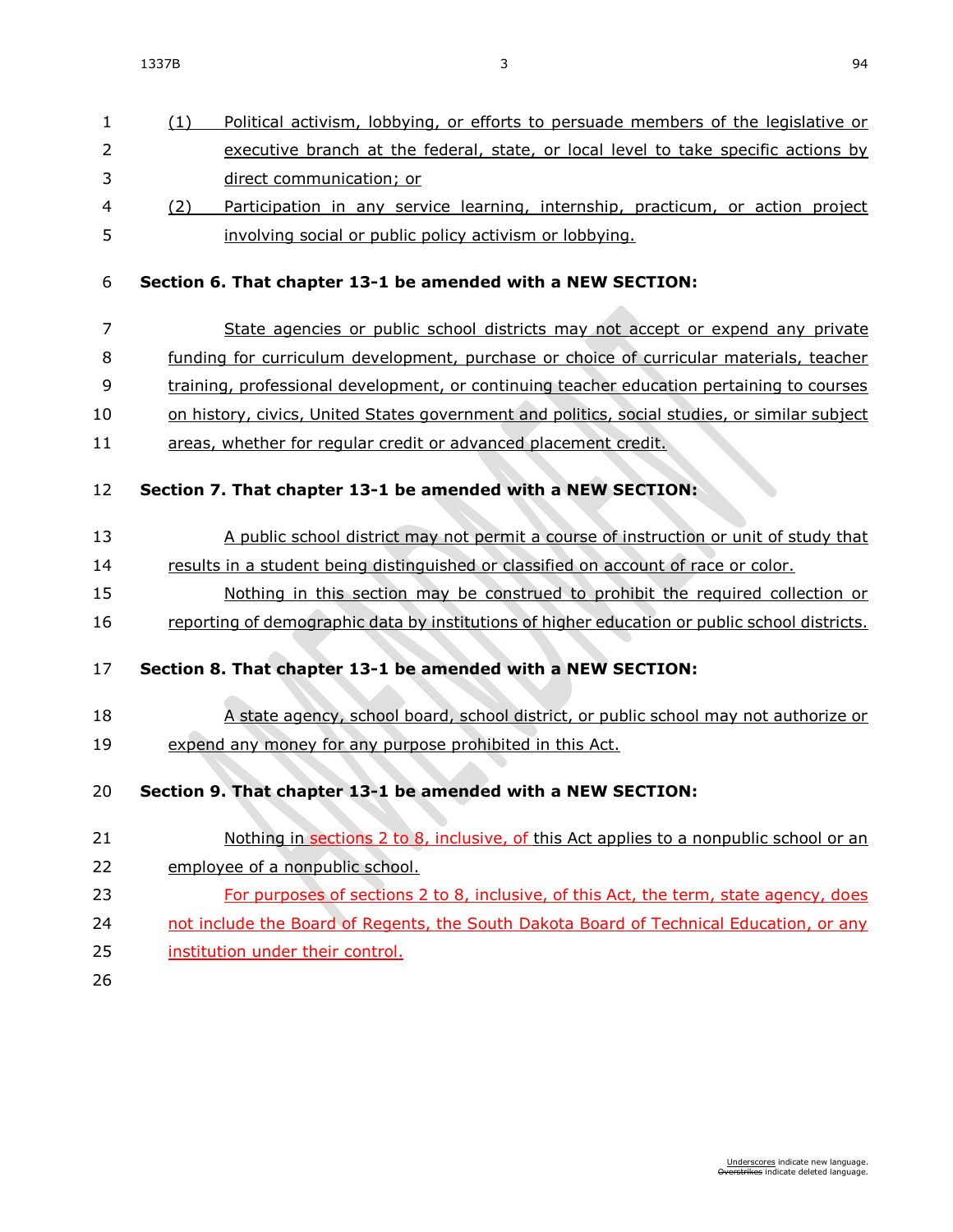(1) Political activism, lobbying, or efforts to persuade members of the legislative or executive branch at the federal, state, or local level to take specific actions by direct communication; or

(2) Participation in any service learning, internship, practicum, or action project involving social or public policy activism or lobbying.

**Section 6. That chapter 13-1 be amended with a NEW SECTION:**

State agencies or public school districts may not accept or expend any private funding for curriculum development, purchase or choice of curricular materials, teacher training, professional development, or continuing teacher education pertaining to courses on history, civics, United States government and politics, social studies, or similar subject areas, whether for regular credit or advanced placement credit.

**Section 7. That chapter 13-1 be amended with a NEW SECTION:**

A public school district may not permit a course of instruction or unit of study that results in a student being distinguished or classified on account of race or color.

Nothing in this section may be construed to prohibit the required collection or reporting of demographic data by institutions of higher education or public school districts.

**Section 8. That chapter 13-1 be amended with a NEW SECTION:**

A state agency, school board, school district, or public school may not authorize or expend any money for any purpose prohibited in this Act.

**Section 9. That chapter 13-1 be amended with a NEW SECTION:**

Nothing in sections 2 to 8, inclusive, of this Act applies to a nonpublic school or an employee of a nonpublic school.

For purposes of sections 2 to 8, inclusive, of this Act, the term, state agency, does not include the Board of Regents, the South Dakota Board of Technical Education, or any institution under their control.

Underscores indicate new language.
Overstrikes indicate deleted language.